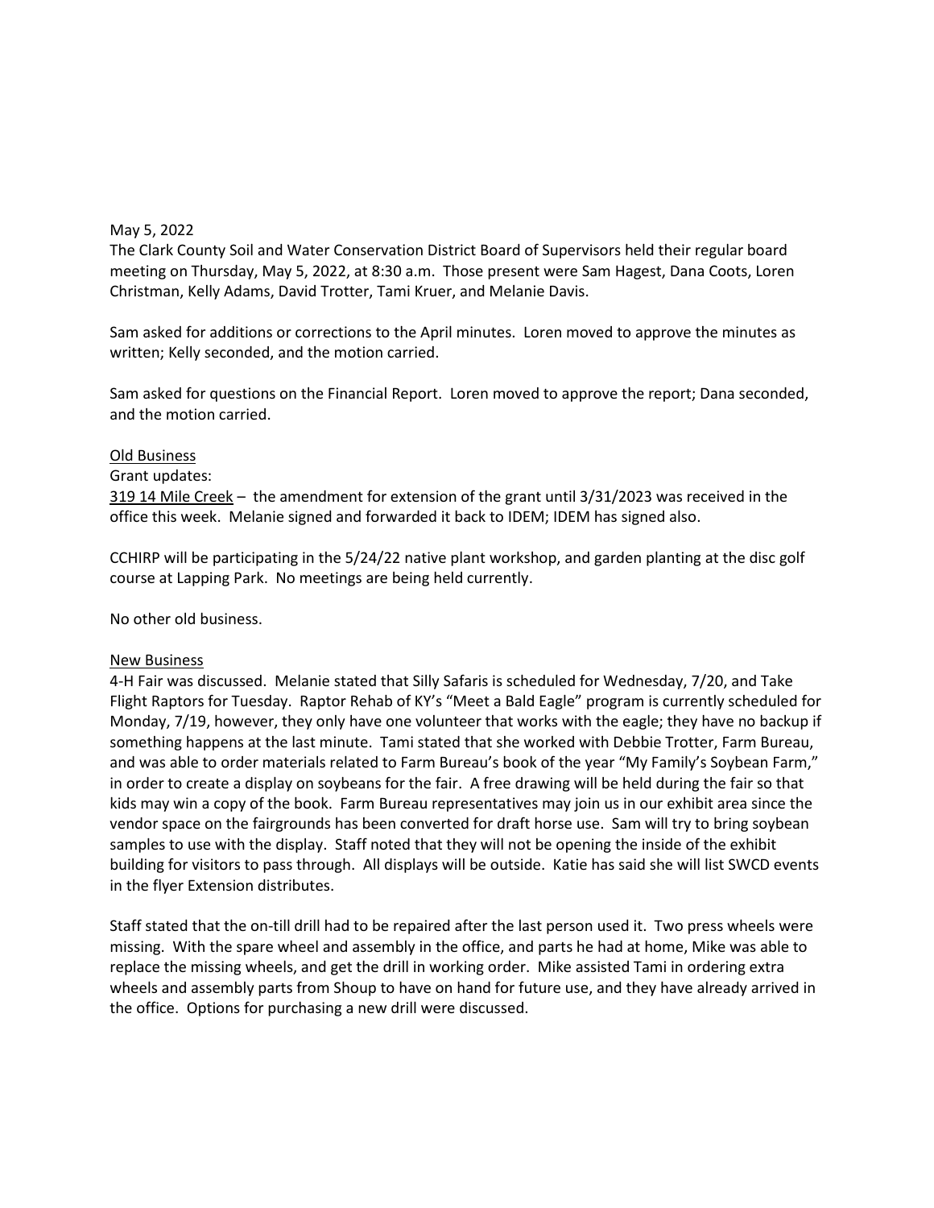May 5, 2022

The Clark County Soil and Water Conservation District Board of Supervisors held their regular board meeting on Thursday, May 5, 2022, at 8:30 a.m. Those present were Sam Hagest, Dana Coots, Loren Christman, Kelly Adams, David Trotter, Tami Kruer, and Melanie Davis.

Sam asked for additions or corrections to the April minutes. Loren moved to approve the minutes as written; Kelly seconded, and the motion carried.

Sam asked for questions on the Financial Report. Loren moved to approve the report; Dana seconded, and the motion carried.

<u>Old Business</u>

Grant updates:

<u>319 14 Mile Creek</u> – the amendment for extension of the grant until 3/31/2023 was received in the office this week. Melanie signed and forwarded it back to IDEM; IDEM has signed also.

CCHIRP will be participating in the 5/24/22 native plant workshop, and garden planting at the disc golf course at Lapping Park. No meetings are being held currently.

No other old business.

<u>New Business</u>

4-H Fair was discussed. Melanie stated that Silly Safaris is scheduled for Wednesday, 7/20, and Take Flight Raptors for Tuesday. Raptor Rehab of KY's "Meet a Bald Eagle" program is currently scheduled for Monday, 7/19, however, they only have one volunteer that works with the eagle; they have no backup if something happens at the last minute. Tami stated that she worked with Debbie Trotter, Farm Bureau, and was able to order materials related to Farm Bureau's book of the year "My Family's Soybean Farm," in order to create a display on soybeans for the fair. A free drawing will be held during the fair so that kids may win a copy of the book. Farm Bureau representatives may join us in our exhibit area since the vendor space on the fairgrounds has been converted for draft horse use. Sam will try to bring soybean samples to use with the display. Staff noted that they will not be opening the inside of the exhibit building for visitors to pass through. All displays will be outside. Katie has said she will list SWCD events in the flyer Extension distributes.

Staff stated that the on-till drill had to be repaired after the last person used it. Two press wheels were missing. With the spare wheel and assembly in the office, and parts he had at home, Mike was able to replace the missing wheels, and get the drill in working order. Mike assisted Tami in ordering extra wheels and assembly parts from Shoup to have on hand for future use, and they have already arrived in the office. Options for purchasing a new drill were discussed.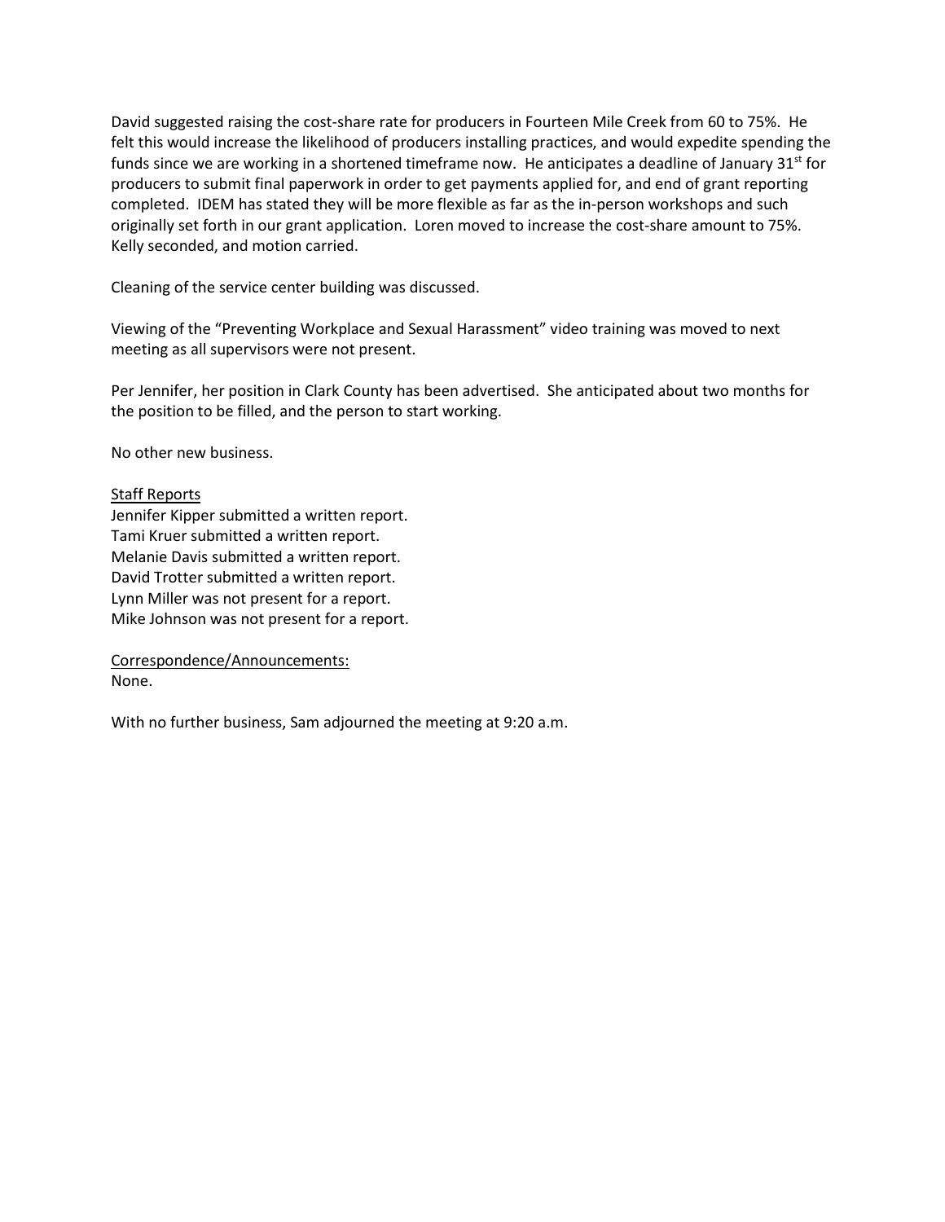David suggested raising the cost-share rate for producers in Fourteen Mile Creek from 60 to 75%. He felt this would increase the likelihood of producers installing practices, and would expedite spending the funds since we are working in a shortened timeframe now. He anticipates a deadline of January 31st for producers to submit final paperwork in order to get payments applied for, and end of grant reporting completed. IDEM has stated they will be more flexible as far as the in-person workshops and such originally set forth in our grant application. Loren moved to increase the cost-share amount to 75%. Kelly seconded, and motion carried.

Cleaning of the service center building was discussed.

Viewing of the "Preventing Workplace and Sexual Harassment" video training was moved to next meeting as all supervisors were not present.

Per Jennifer, her position in Clark County has been advertised. She anticipated about two months for the position to be filled, and the person to start working.

No other new business.

<u>Staff Reports</u>

Jennifer Kipper submitted a written report.
Tami Kruer submitted a written report.
Melanie Davis submitted a written report.
David Trotter submitted a written report.
Lynn Miller was not present for a report.
Mike Johnson was not present for a report.

<u>Correspondence/Announcements:</u>

None.

With no further business, Sam adjourned the meeting at 9:20 a.m.